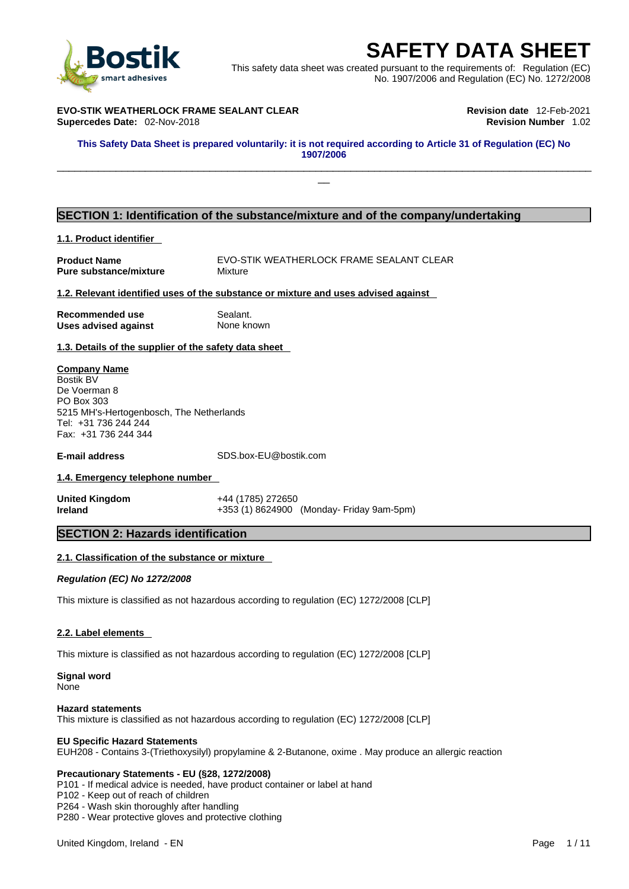# SAFETY DATA SHEET

This safety data sheet was created pursuant to the requirements of: Regulation (EC) No. 1907/2006 and Regulation (EC) No. 1272/2008

**EVO-STIK WEATHERLOCK FRAME SEALANT CLEAR**
**Supercedes Date:** 02-Nov-2018

**Revision date** 12-Feb-2021
**Revision Number** 1.02

**This Safety Data Sheet is prepared voluntarily: it is not required according to Article 31 of Regulation (EC) No 1907/2006**

## SECTION 1: Identification of the substance/mixture and of the company/undertaking

### 1.1. Product identifier

**Product Name** EVO-STIK WEATHERLOCK FRAME SEALANT CLEAR
**Pure substance/mixture** Mixture

### 1.2. Relevant identified uses of the substance or mixture and uses advised against

**Recommended use** Sealant.
**Uses advised against** None known

### 1.3. Details of the supplier of the safety data sheet

**Company Name**
Bostik BV
De Voerman 8
PO Box 303
5215 MH's-Hertogenbosch, The Netherlands
Tel: +31 736 244 244
Fax: +31 736 244 344

**E-mail address** SDS.box-EU@bostik.com

### 1.4. Emergency telephone number

**United Kingdom** +44 (1785) 272650
**Ireland** +353 (1) 8624900 (Monday- Friday 9am-5pm)

## SECTION 2: Hazards identification

### 2.1. Classification of the substance or mixture

***Regulation (EC) No 1272/2008***

This mixture is classified as not hazardous according to regulation (EC) 1272/2008 [CLP]

### 2.2. Label elements

This mixture is classified as not hazardous according to regulation (EC) 1272/2008 [CLP]

**Signal word**
None

**Hazard statements**
This mixture is classified as not hazardous according to regulation (EC) 1272/2008 [CLP]

**EU Specific Hazard Statements**
EUH208 - Contains 3-(Triethoxysilyl) propylamine & 2-Butanone, oxime . May produce an allergic reaction

**Precautionary Statements - EU (§28, 1272/2008)**
P101 - If medical advice is needed, have product container or label at hand
P102 - Keep out of reach of children
P264 - Wash skin thoroughly after handling
P280 - Wear protective gloves and protective clothing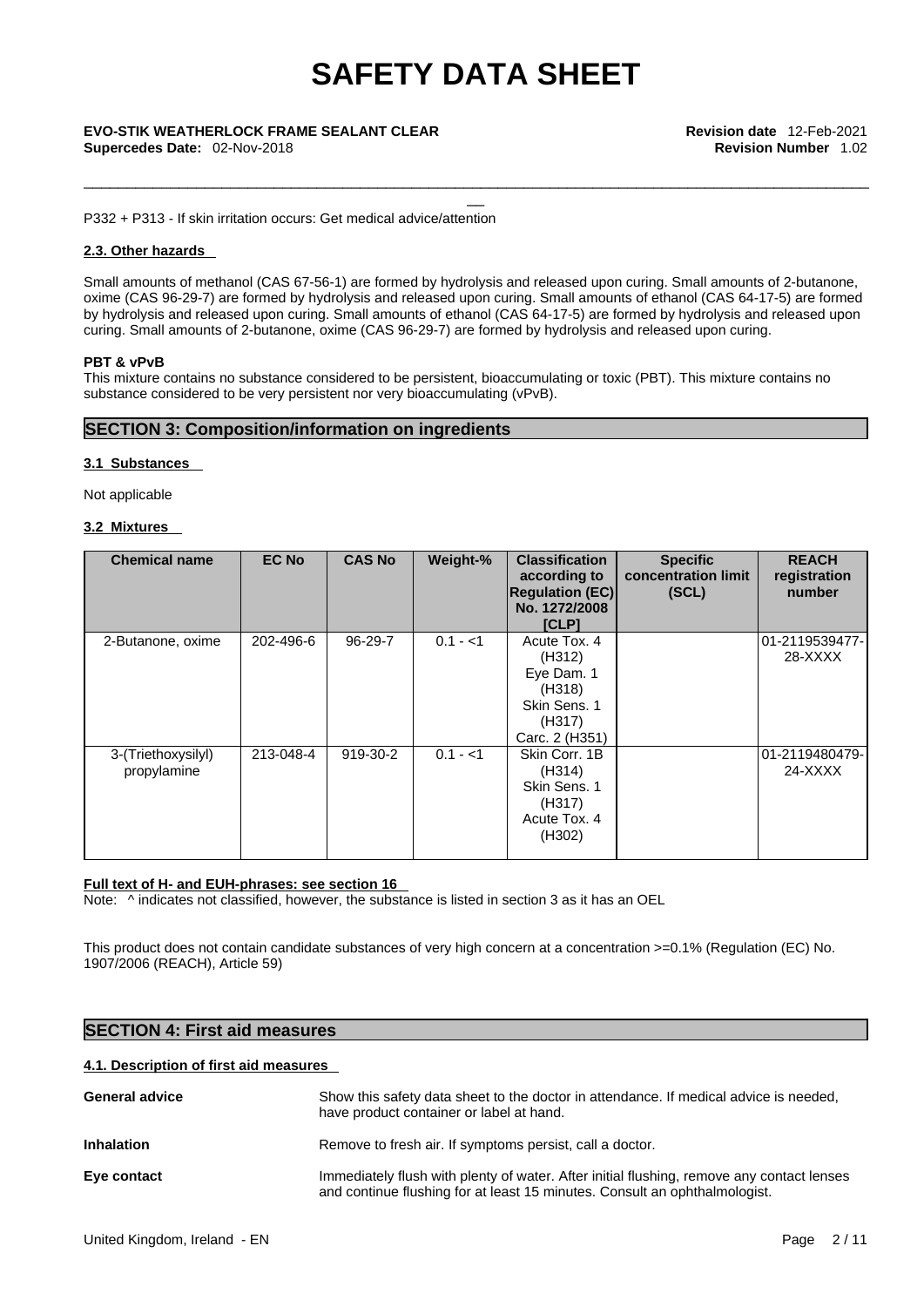P332 + P313 - If skin irritation occurs: Get medical advice/attention

#### 2.3. Other hazards

Small amounts of methanol (CAS 67-56-1) are formed by hydrolysis and released upon curing. Small amounts of 2-butanone, oxime (CAS 96-29-7) are formed by hydrolysis and released upon curing. Small amounts of ethanol (CAS 64-17-5) are formed by hydrolysis and released upon curing. Small amounts of ethanol (CAS 64-17-5) are formed by hydrolysis and released upon curing. Small amounts of 2-butanone, oxime (CAS 96-29-7) are formed by hydrolysis and released upon curing.

**PBT & vPvB**

This mixture contains no substance considered to be persistent, bioaccumulating or toxic (PBT). This mixture contains no substance considered to be very persistent nor very bioaccumulating (vPvB).

## SECTION 3: Composition/information on ingredients

#### 3.1 Substances

Not applicable

#### 3.2 Mixtures

| Chemical name | EC No | CAS No | Weight-% | Classification according to Regulation (EC) No. 1272/2008 [CLP] | Specific concentration limit (SCL) | REACH registration number |
|---|---|---|---|---|---|---|
| 2-Butanone, oxime | 202-496-6 | 96-29-7 | 0.1 - <1 | Acute Tox. 4 (H312) Eye Dam. 1 (H318) Skin Sens. 1 (H317) Carc. 2 (H351) | | 01-2119539477-28-XXXX |
| 3-(Triethoxysilyl) propylamine | 213-048-4 | 919-30-2 | 0.1 - <1 | Skin Corr. 1B (H314) Skin Sens. 1 (H317) Acute Tox. 4 (H302) | | 01-2119480479-24-XXXX |

**Full text of H- and EUH-phrases: see section 16**

Note: ^ indicates not classified, however, the substance is listed in section 3 as it has an OEL

This product does not contain candidate substances of very high concern at a concentration >=0.1% (Regulation (EC) No. 1907/2006 (REACH), Article 59)

## SECTION 4: First aid measures

#### 4.1. Description of first aid measures

**General advice** Show this safety data sheet to the doctor in attendance. If medical advice is needed, have product container or label at hand.

**Inhalation** Remove to fresh air. If symptoms persist, call a doctor.

**Eye contact** Immediately flush with plenty of water. After initial flushing, remove any contact lenses and continue flushing for at least 15 minutes. Consult an ophthalmologist.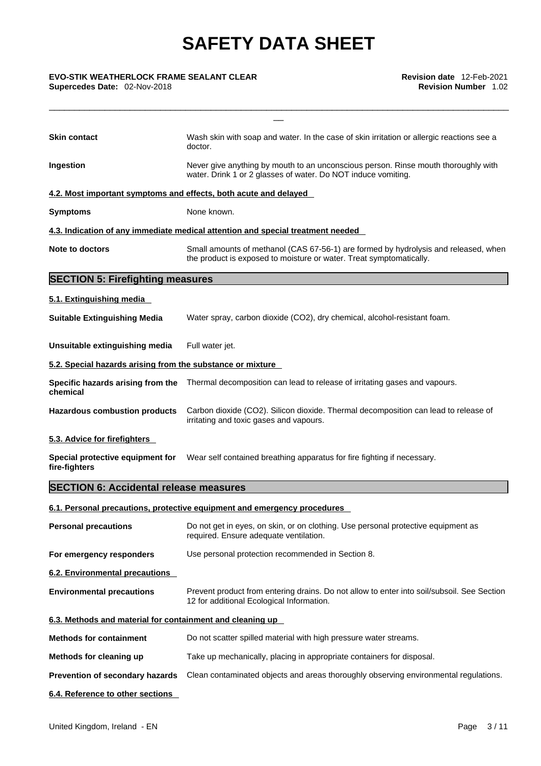| | |
|---|---|
| **Skin contact** | Wash skin with soap and water. In the case of skin irritation or allergic reactions see a doctor. |
| **Ingestion** | Never give anything by mouth to an unconscious person. Rinse mouth thoroughly with water. Drink 1 or 2 glasses of water. Do NOT induce vomiting. |

**4.2. Most important symptoms and effects, both acute and delayed**

| | |
|---|---|
| **Symptoms** | None known. |

**4.3. Indication of any immediate medical attention and special treatment needed**

| | |
|---|---|
| **Note to doctors** | Small amounts of methanol (CAS 67-56-1) are formed by hydrolysis and released, when the product is exposed to moisture or water. Treat symptomatically. |

## SECTION 5: Firefighting measures

**5.1. Extinguishing media**

| | |
|---|---|
| **Suitable Extinguishing Media** | Water spray, carbon dioxide ($CO_2$), dry chemical, alcohol-resistant foam. |
| **Unsuitable extinguishing media** | Full water jet. |

**5.2. Special hazards arising from the substance or mixture**

| | |
|---|---|
| **Specific hazards arising from the chemical** | Thermal decomposition can lead to release of irritating gases and vapours. |
| **Hazardous combustion products** | Carbon dioxide ($CO_2$). Silicon dioxide. Thermal decomposition can lead to release of irritating and toxic gases and vapours. |

**5.3. Advice for firefighters**

| | |
|---|---|
| **Special protective equipment for fire-fighters** | Wear self contained breathing apparatus for fire fighting if necessary. |

## SECTION 6: Accidental release measures

**6.1. Personal precautions, protective equipment and emergency procedures**

| | |
|---|---|
| **Personal precautions** | Do not get in eyes, on skin, or on clothing. Use personal protective equipment as required. Ensure adequate ventilation. |
| **For emergency responders** | Use personal protection recommended in Section 8. |

**6.2. Environmental precautions**

| | |
|---|---|
| **Environmental precautions** | Prevent product from entering drains. Do not allow to enter into soil/subsoil. See Section 12 for additional Ecological Information. |

**6.3. Methods and material for containment and cleaning up**

| | |
|---|---|
| **Methods for containment** | Do not scatter spilled material with high pressure water streams. |
| **Methods for cleaning up** | Take up mechanically, placing in appropriate containers for disposal. |
| **Prevention of secondary hazards** | Clean contaminated objects and areas thoroughly observing environmental regulations. |

**6.4. Reference to other sections**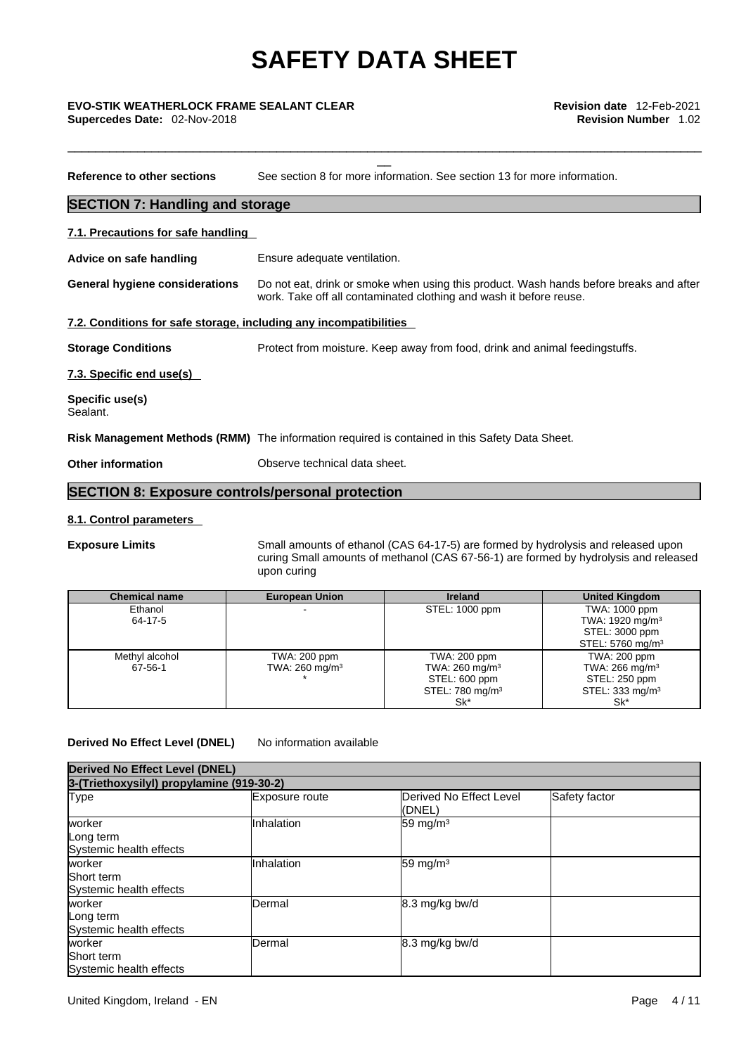**Reference to other sections** See section 8 for more information. See section 13 for more information.

## SECTION 7: Handling and storage

### 7.1. Precautions for safe handling

**Advice on safe handling** Ensure adequate ventilation.

**General hygiene considerations** Do not eat, drink or smoke when using this product. Wash hands before breaks and after work. Take off all contaminated clothing and wash it before reuse.

### 7.2. Conditions for safe storage, including any incompatibilities

**Storage Conditions** Protect from moisture. Keep away from food, drink and animal feedingstuffs.

### 7.3. Specific end use(s)

**Specific use(s)**
Sealant.

**Risk Management Methods (RMM)** The information required is contained in this Safety Data Sheet.

**Other information** Observe technical data sheet.

## SECTION 8: Exposure controls/personal protection

### 8.1. Control parameters

**Exposure Limits** Small amounts of ethanol (CAS 64-17-5) are formed by hydrolysis and released upon curing Small amounts of methanol (CAS 67-56-1) are formed by hydrolysis and released upon curing

| Chemical name | European Union | Ireland | United Kingdom |
|---|---|---|---|
| Ethanol<br>64-17-5 | - | STEL: 1000 ppm | TWA: 1000 ppm<br>TWA: 1920 mg/m³<br>STEL: 3000 ppm<br>STEL: 5760 mg/m³ |
| Methyl alcohol<br>67-56-1 | TWA: 200 ppm<br>TWA: 260 mg/m³<br>* | TWA: 200 ppm<br>TWA: 260 mg/m³<br>STEL: 600 ppm<br>STEL: 780 mg/m³<br>Sk* | TWA: 200 ppm<br>TWA: 266 mg/m³<br>STEL: 250 ppm<br>STEL: 333 mg/m³<br>Sk* |

**Derived No Effect Level (DNEL)** No information available

| Derived No Effect Level (DNEL) | | | |
|---|---|---|---|
| 3-(Triethoxysilyl) propylamine (919-30-2) | | | |
| Type | Exposure route | Derived No Effect Level (DNEL) | Safety factor |
| worker<br>Long term<br>Systemic health effects | Inhalation | 59 mg/m³ | |
| worker<br>Short term<br>Systemic health effects | Inhalation | 59 mg/m³ | |
| worker<br>Long term<br>Systemic health effects | Dermal | 8.3 mg/kg bw/d | |
| worker<br>Short term<br>Systemic health effects | Dermal | 8.3 mg/kg bw/d | |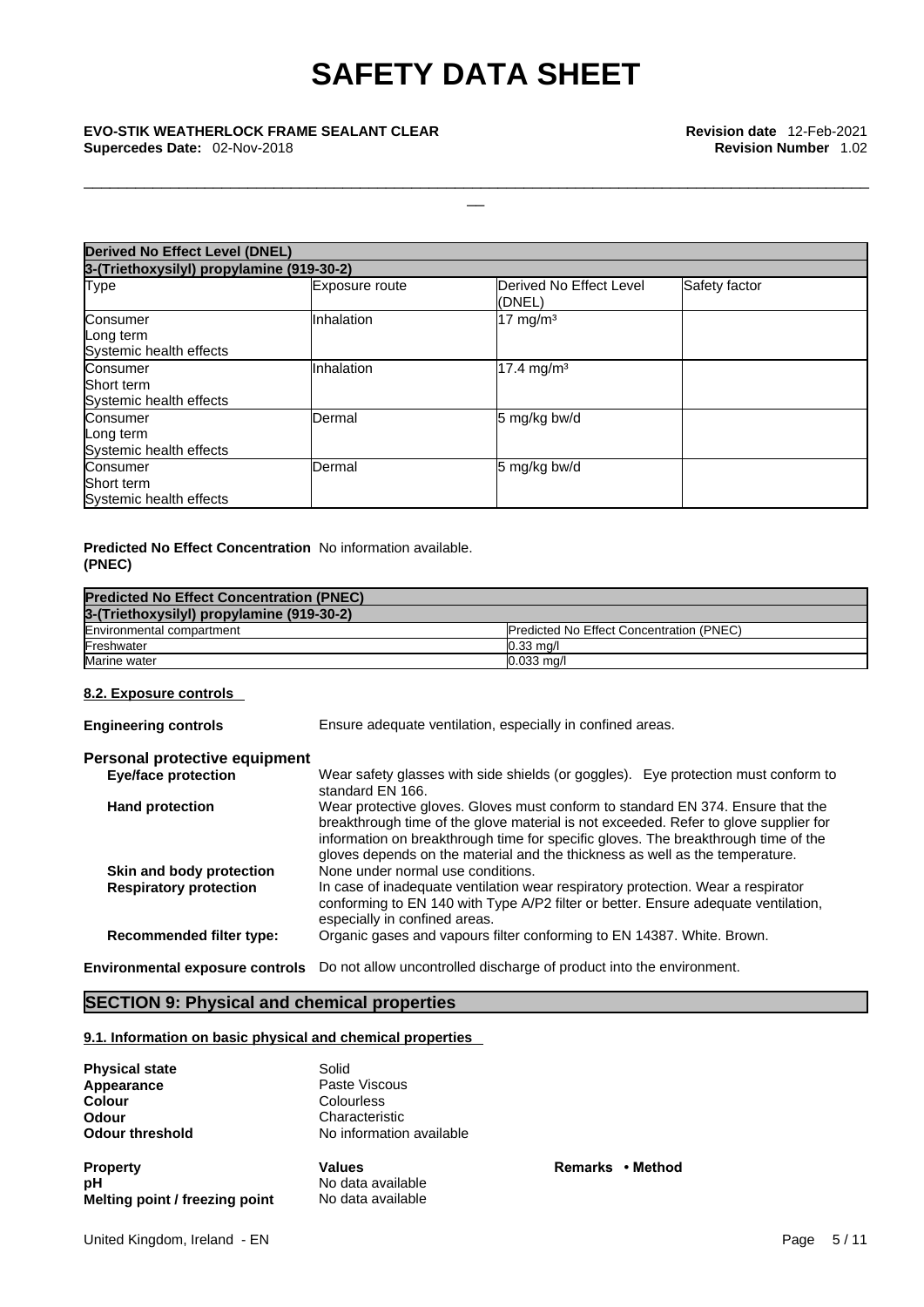| Derived No Effect Level (DNEL) | | | |
|---|---|---|---|
| 3-(Triethoxysilyl) propylamine (919-30-2) | | | |
| Type | Exposure route | Derived No Effect Level (DNEL) | Safety factor |
| Consumer Long term Systemic health effects | Inhalation | 17 mg/m³ | |
| Consumer Short term Systemic health effects | Inhalation | 17.4 mg/m³ | |
| Consumer Long term Systemic health effects | Dermal | 5 mg/kg bw/d | |
| Consumer Short term Systemic health effects | Dermal | 5 mg/kg bw/d | |

**Predicted No Effect Concentration (PNEC)** No information available.

| Predicted No Effect Concentration (PNEC) | |
|---|---|
| 3-(Triethoxysilyl) propylamine (919-30-2) | |
| Environmental compartment | Predicted No Effect Concentration (PNEC) |
| Freshwater | 0.33 mg/l |
| Marine water | 0.033 mg/l |

### 8.2. Exposure controls

**Engineering controls** Ensure adequate ventilation, especially in confined areas.

**Personal protective equipment**

**Eye/face protection** Wear safety glasses with side shields (or goggles). Eye protection must conform to standard EN 166.

**Hand protection** Wear protective gloves. Gloves must conform to standard EN 374. Ensure that the breakthrough time of the glove material is not exceeded. Refer to glove supplier for information on breakthrough time for specific gloves. The breakthrough time of the gloves depends on the material and the thickness as well as the temperature.

**Skin and body protection** None under normal use conditions.

**Respiratory protection** In case of inadequate ventilation wear respiratory protection. Wear a respirator conforming to EN 140 with Type A/P2 filter or better. Ensure adequate ventilation, especially in confined areas.

**Recommended filter type:** Organic gases and vapours filter conforming to EN 14387. White. Brown.

**Environmental exposure controls** Do not allow uncontrolled discharge of product into the environment.

## SECTION 9: Physical and chemical properties

### 9.1. Information on basic physical and chemical properties

**Physical state** Solid
**Appearance** Paste Viscous
**Colour** Colourless
**Odour** Characteristic
**Odour threshold** No information available

| Property | Values | Remarks • Method |
|---|---|---|
| pH | No data available | |
| Melting point / freezing point | No data available | |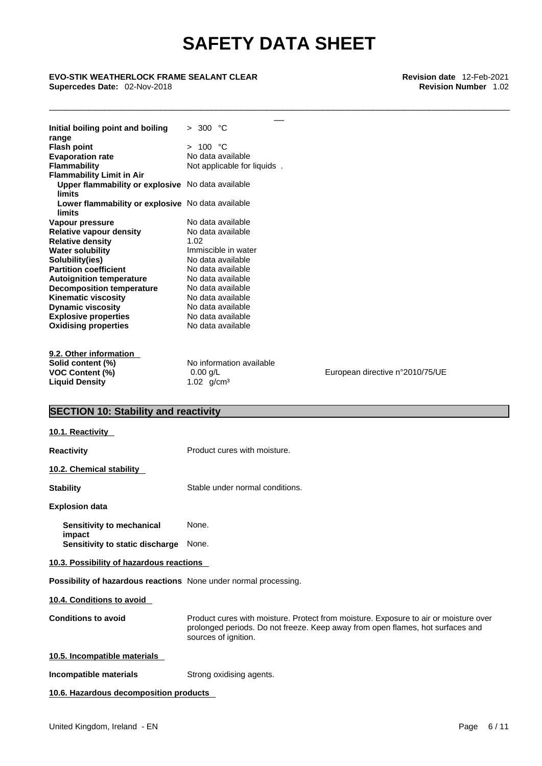| | |
|---|---|
| **Initial boiling point and boiling range** | > 300 °C |
| **Flash point** | > 100 °C |
| **Evaporation rate** | No data available |
| **Flammability** | Not applicable for liquids . |
| **Flammability Limit in Air** | |
| **Upper flammability or explosive limits** | No data available |
| **Lower flammability or explosive limits** | No data available |
| **Vapour pressure** | No data available |
| **Relative vapour density** | No data available |
| **Relative density** | 1.02 |
| **Water solubility** | Immiscible in water |
| **Solubility(ies)** | No data available |
| **Partition coefficient** | No data available |
| **Autoignition temperature** | No data available |
| **Decomposition temperature** | No data available |
| **Kinematic viscosity** | No data available |
| **Dynamic viscosity** | No data available |
| **Explosive properties** | No data available |
| **Oxidising properties** | No data available |

**9.2. Other information**

| | | |
|---|---|---|
| **Solid content (%)** | No information available | |
| **VOC Content (%)** | 0.00 g/L | European directive n°2010/75/UE |
| **Liquid Density** | 1.02 g/cm³ | |

## SECTION 10: Stability and reactivity

**10.1. Reactivity**

**Reactivity** Product cures with moisture.

**10.2. Chemical stability**

**Stability** Stable under normal conditions.

**Explosion data**

**Sensitivity to mechanical impact** None.
**Sensitivity to static discharge** None.

**10.3. Possibility of hazardous reactions**

**Possibility of hazardous reactions** None under normal processing.

**10.4. Conditions to avoid**

**Conditions to avoid** Product cures with moisture. Protect from moisture. Exposure to air or moisture over prolonged periods. Do not freeze. Keep away from open flames, hot surfaces and sources of ignition.

**10.5. Incompatible materials**

**Incompatible materials** Strong oxidising agents.

**10.6. Hazardous decomposition products**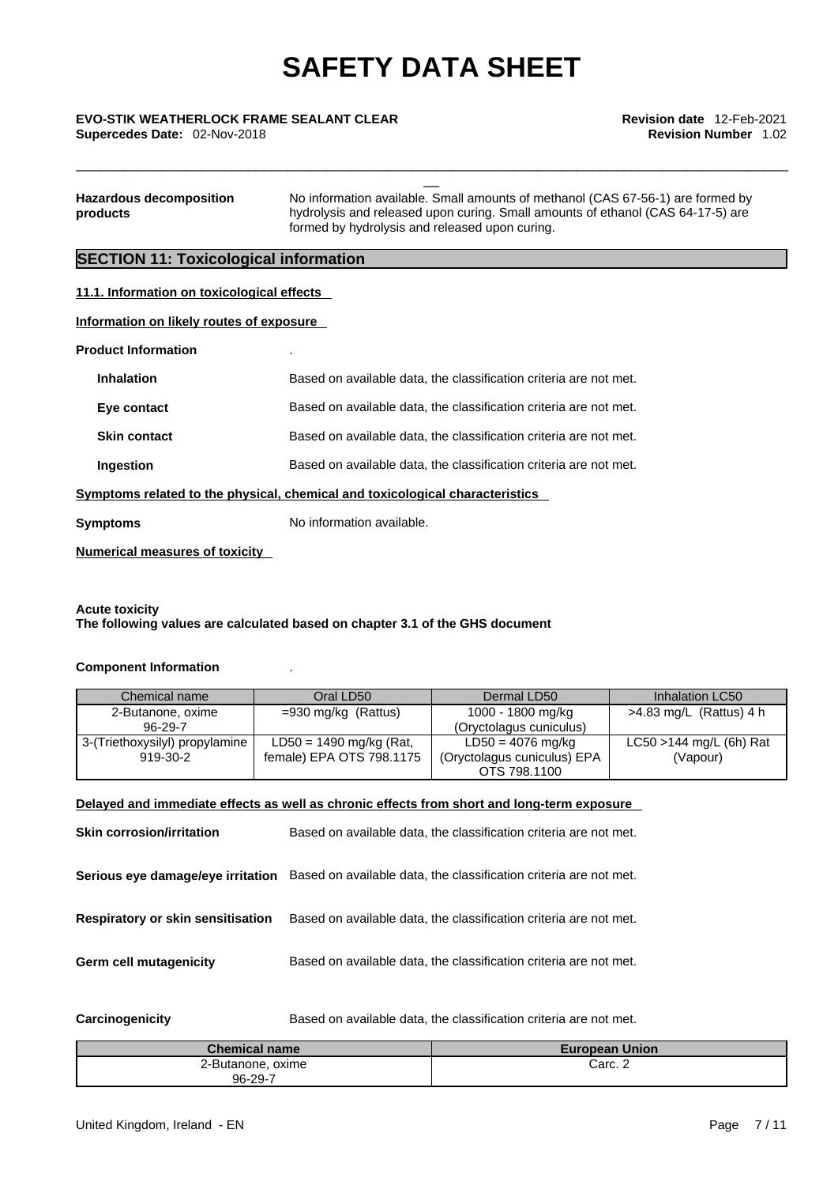**Hazardous decomposition products** No information available. Small amounts of methanol (CAS 67-56-1) are formed by hydrolysis and released upon curing. Small amounts of ethanol (CAS 64-17-5) are formed by hydrolysis and released upon curing.

## SECTION 11: Toxicological information

### 11.1. Information on toxicological effects

**Information on likely routes of exposure**

**Product Information** .

**Inhalation** Based on available data, the classification criteria are not met.

**Eye contact** Based on available data, the classification criteria are not met.

**Skin contact** Based on available data, the classification criteria are not met.

**Ingestion** Based on available data, the classification criteria are not met.

**Symptoms related to the physical, chemical and toxicological characteristics**

**Symptoms** No information available.

**Numerical measures of toxicity**

**Acute toxicity**
**The following values are calculated based on chapter 3.1 of the GHS document**

**Component Information** .

| Chemical name | Oral LD50 | Dermal LD50 | Inhalation LC50 |
|---|---|---|---|
| 2-Butanone, oxime 96-29-7 | =930 mg/kg (Rattus) | 1000 - 1800 mg/kg (Oryctolagus cuniculus) | >4.83 mg/L (Rattus) 4 h |
| 3-(Triethoxysilyl) propylamine 919-30-2 | LD50 = 1490 mg/kg (Rat, female) EPA OTS 798.1175 | LD50 = 4076 mg/kg (Oryctolagus cuniculus) EPA OTS 798.1100 | LC50 >144 mg/L (6h) Rat (Vapour) |

**Delayed and immediate effects as well as chronic effects from short and long-term exposure**

**Skin corrosion/irritation** Based on available data, the classification criteria are not met.

**Serious eye damage/eye irritation** Based on available data, the classification criteria are not met.

**Respiratory or skin sensitisation** Based on available data, the classification criteria are not met.

**Germ cell mutagenicity** Based on available data, the classification criteria are not met.

**Carcinogenicity** Based on available data, the classification criteria are not met.

| Chemical name | European Union |
|---|---|
| 2-Butanone, oxime 96-29-7 | Carc. 2 |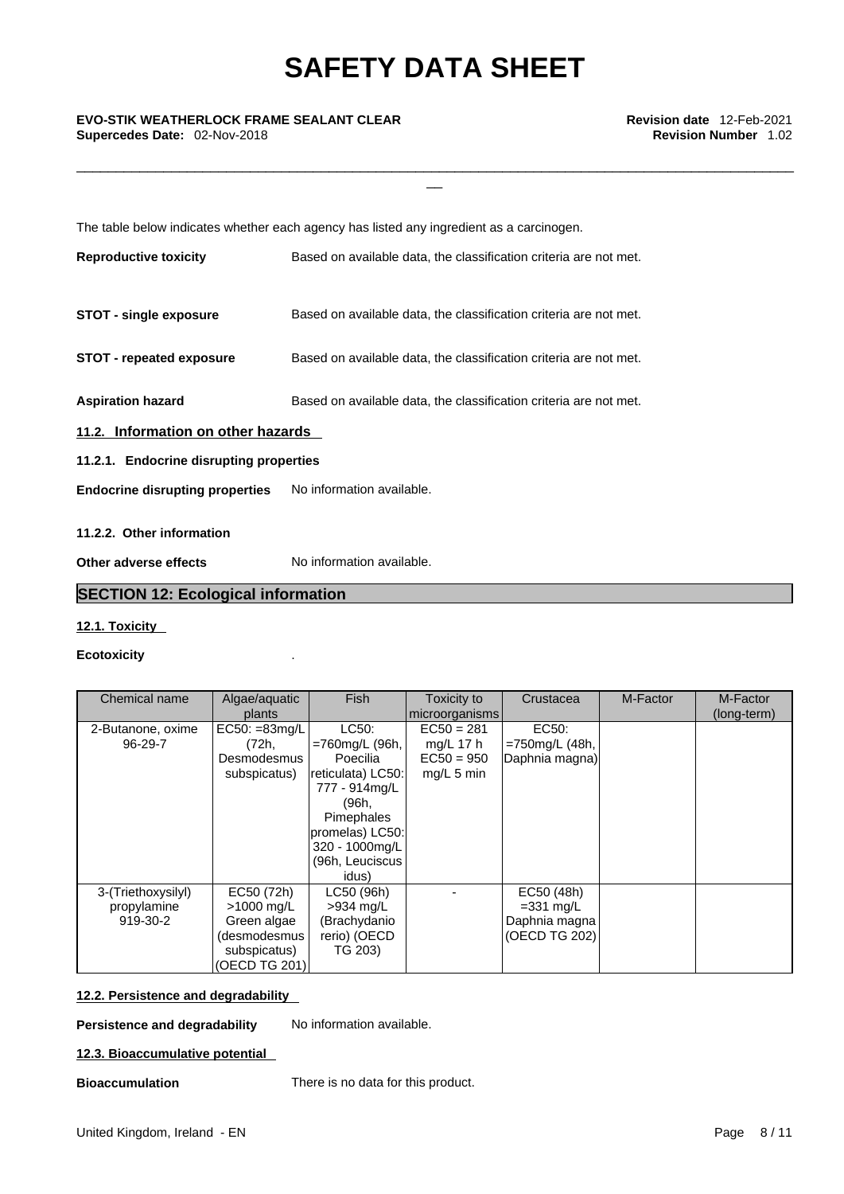The table below indicates whether each agency has listed any ingredient as a carcinogen.

**Reproductive toxicity** Based on available data, the classification criteria are not met.

**STOT - single exposure** Based on available data, the classification criteria are not met.

**STOT - repeated exposure** Based on available data, the classification criteria are not met.

**Aspiration hazard** Based on available data, the classification criteria are not met.

### 11.2. Information on other hazards

#### 11.2.1. Endocrine disrupting properties

**Endocrine disrupting properties** No information available.

#### 11.2.2. Other information

**Other adverse effects** No information available.

## SECTION 12: Ecological information

### 12.1. Toxicity

**Ecotoxicity** .

| Chemical name | Algae/aquatic plants | Fish | Toxicity to microorganisms | Crustacea | M-Factor | M-Factor (long-term) |
|---|---|---|---|---|---|---|
| 2-Butanone, oxime 96-29-7 | EC50: =83mg/L (72h, Desmodesmus subspicatus) | LC50: =760mg/L (96h, Poecilia reticulata) LC50: 777 - 914mg/L (96h, Pimephales promelas) LC50: 320 - 1000mg/L (96h, Leuciscus idus) | EC50 = 281 mg/L 17 h EC50 = 950 mg/L 5 min | EC50: =750mg/L (48h, Daphnia magna) | | |
| 3-(Triethoxysilyl) propylamine 919-30-2 | EC50 (72h) >1000 mg/L Green algae (desmodesmus subspicatus) (OECD TG 201) | LC50 (96h) >934 mg/L (Brachydanio rerio) (OECD TG 203) | - | EC50 (48h) =331 mg/L Daphnia magna (OECD TG 202) | | |

### 12.2. Persistence and degradability

**Persistence and degradability** No information available.

### 12.3. Bioaccumulative potential

**Bioaccumulation** There is no data for this product.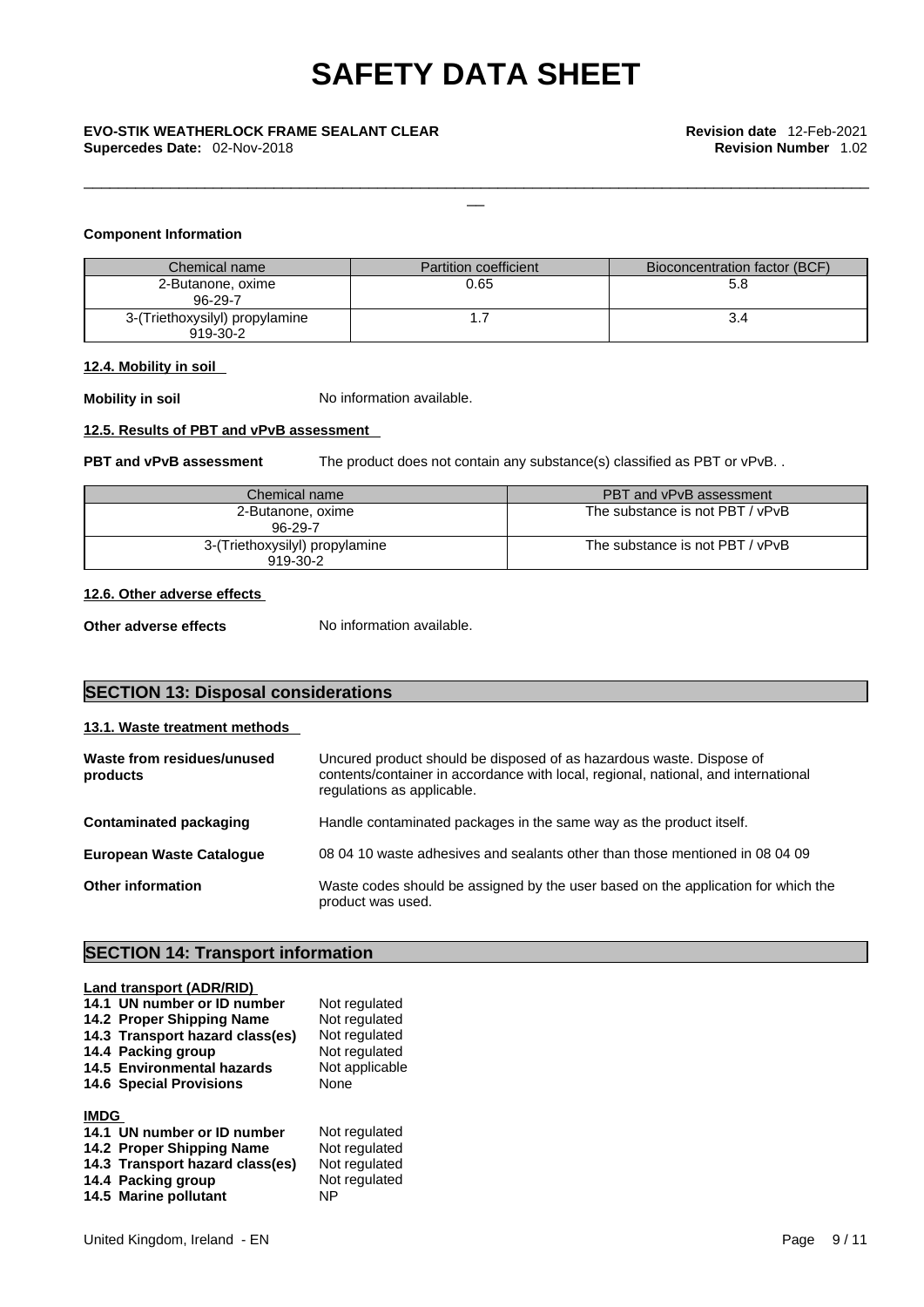**Component Information**

| Chemical name | Partition coefficient | Bioconcentration factor (BCF) |
|---|---|---|
| 2-Butanone, oxime<br>96-29-7 | 0.65 | 5.8 |
| 3-(Triethoxysilyl) propylamine<br>919-30-2 | 1.7 | 3.4 |

**12.4. Mobility in soil**

**Mobility in soil** No information available.

**12.5. Results of PBT and vPvB assessment**

**PBT and vPvB assessment** The product does not contain any substance(s) classified as PBT or vPvB. .

| Chemical name | PBT and vPvB assessment |
|---|---|
| 2-Butanone, oxime<br>96-29-7 | The substance is not PBT / vPvB |
| 3-(Triethoxysilyl) propylamine<br>919-30-2 | The substance is not PBT / vPvB |

**12.6. Other adverse effects**

**Other adverse effects** No information available.

## SECTION 13: Disposal considerations

**13.1. Waste treatment methods**

**Waste from residues/unused products** Uncured product should be disposed of as hazardous waste. Dispose of contents/container in accordance with local, regional, national, and international regulations as applicable.

**Contaminated packaging** Handle contaminated packages in the same way as the product itself.

**European Waste Catalogue** 08 04 10 waste adhesives and sealants other than those mentioned in 08 04 09

**Other information** Waste codes should be assigned by the user based on the application for which the product was used.

## SECTION 14: Transport information

**Land transport (ADR/RID)**

**14.1 UN number or ID number** Not regulated
**14.2 Proper Shipping Name** Not regulated
**14.3 Transport hazard class(es)** Not regulated
**14.4 Packing group** Not regulated
**14.5 Environmental hazards** Not applicable
**14.6 Special Provisions** None

**IMDG**

**14.1 UN number or ID number** Not regulated
**14.2 Proper Shipping Name** Not regulated
**14.3 Transport hazard class(es)** Not regulated
**14.4 Packing group** Not regulated
**14.5 Marine pollutant** NP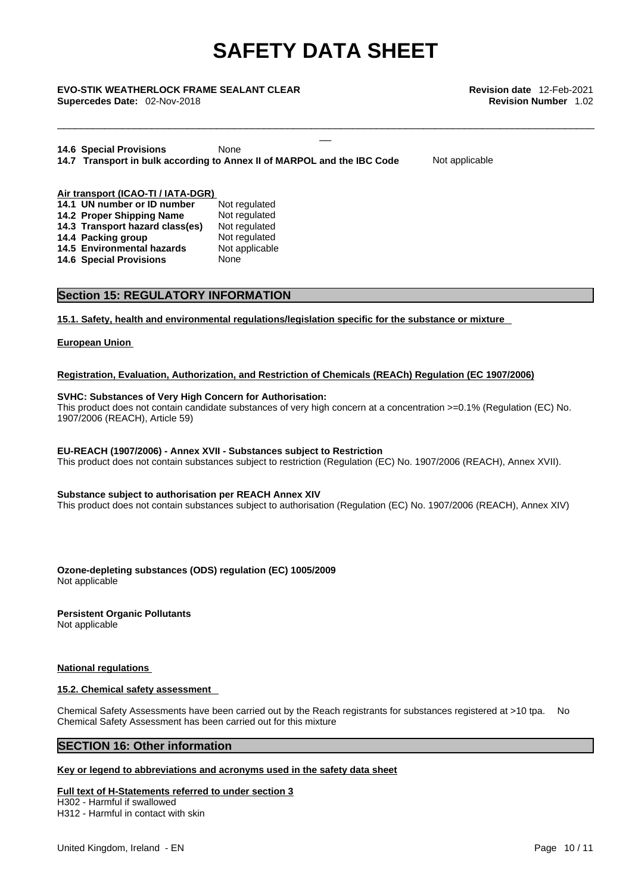**14.6 Special Provisions** None

**14.7 Transport in bulk according to Annex II of MARPOL and the IBC Code** Not applicable

**Air transport (ICAO-TI / IATA-DGR)**

| | |
|---|---|
| **14.1 UN number or ID number** | Not regulated |
| **14.2 Proper Shipping Name** | Not regulated |
| **14.3 Transport hazard class(es)** | Not regulated |
| **14.4 Packing group** | Not regulated |
| **14.5 Environmental hazards** | Not applicable |
| **14.6 Special Provisions** | None |

## Section 15: REGULATORY INFORMATION

**15.1. Safety, health and environmental regulations/legislation specific for the substance or mixture**

**European Union**

**Registration, Evaluation, Authorization, and Restriction of Chemicals (REACh) Regulation (EC 1907/2006)**

**SVHC: Substances of Very High Concern for Authorisation:**
This product does not contain candidate substances of very high concern at a concentration >=0.1% (Regulation (EC) No. 1907/2006 (REACH), Article 59)

**EU-REACH (1907/2006) - Annex XVII - Substances subject to Restriction**
This product does not contain substances subject to restriction (Regulation (EC) No. 1907/2006 (REACH), Annex XVII).

**Substance subject to authorisation per REACH Annex XIV**
This product does not contain substances subject to authorisation (Regulation (EC) No. 1907/2006 (REACH), Annex XIV)

**Ozone-depleting substances (ODS) regulation (EC) 1005/2009**
Not applicable

**Persistent Organic Pollutants**
Not applicable

**National regulations**

**15.2. Chemical safety assessment**

Chemical Safety Assessments have been carried out by the Reach registrants for substances registered at >10 tpa. No Chemical Safety Assessment has been carried out for this mixture

## SECTION 16: Other information

**Key or legend to abbreviations and acronyms used in the safety data sheet**

**Full text of H-Statements referred to under section 3**
H302 - Harmful if swallowed
H312 - Harmful in contact with skin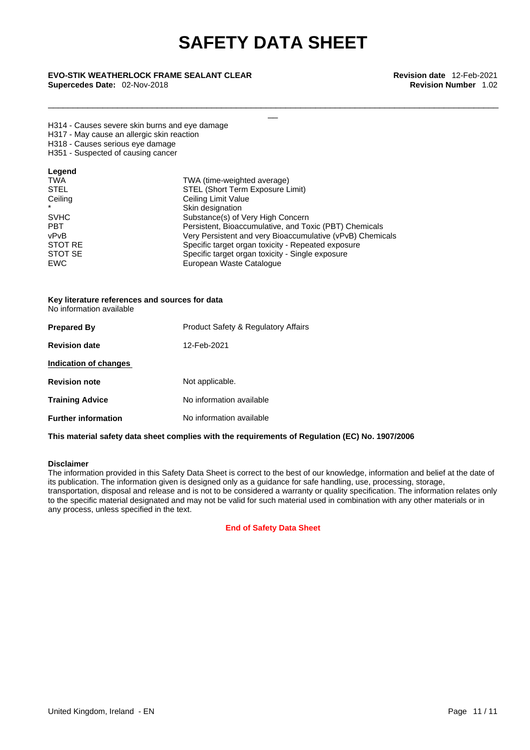H314 - Causes severe skin burns and eye damage
H317 - May cause an allergic skin reaction
H318 - Causes serious eye damage
H351 - Suspected of causing cancer

**Legend**

| | |
|---|---|
| TWA | TWA (time-weighted average) |
| STEL | STEL (Short Term Exposure Limit) |
| Ceiling | Ceiling Limit Value |
| * | Skin designation |
| SVHC | Substance(s) of Very High Concern |
| PBT | Persistent, Bioaccumulative, and Toxic (PBT) Chemicals |
| vPvB | Very Persistent and very Bioaccumulative (vPvB) Chemicals |
| STOT RE | Specific target organ toxicity - Repeated exposure |
| STOT SE | Specific target organ toxicity - Single exposure |
| EWC | European Waste Catalogue |

**Key literature references and sources for data**
No information available

**Prepared By** Product Safety & Regulatory Affairs

**Revision date** 12-Feb-2021

**Indication of changes**

**Revision note** Not applicable.

**Training Advice** No information available

**Further information** No information available

**This material safety data sheet complies with the requirements of Regulation (EC) No. 1907/2006**

**Disclaimer**
The information provided in this Safety Data Sheet is correct to the best of our knowledge, information and belief at the date of its publication. The information given is designed only as a guidance for safe handling, use, processing, storage, transportation, disposal and release and is not to be considered a warranty or quality specification. The information relates only to the specific material designated and may not be valid for such material used in combination with any other materials or in any process, unless specified in the text.

**End of Safety Data Sheet**